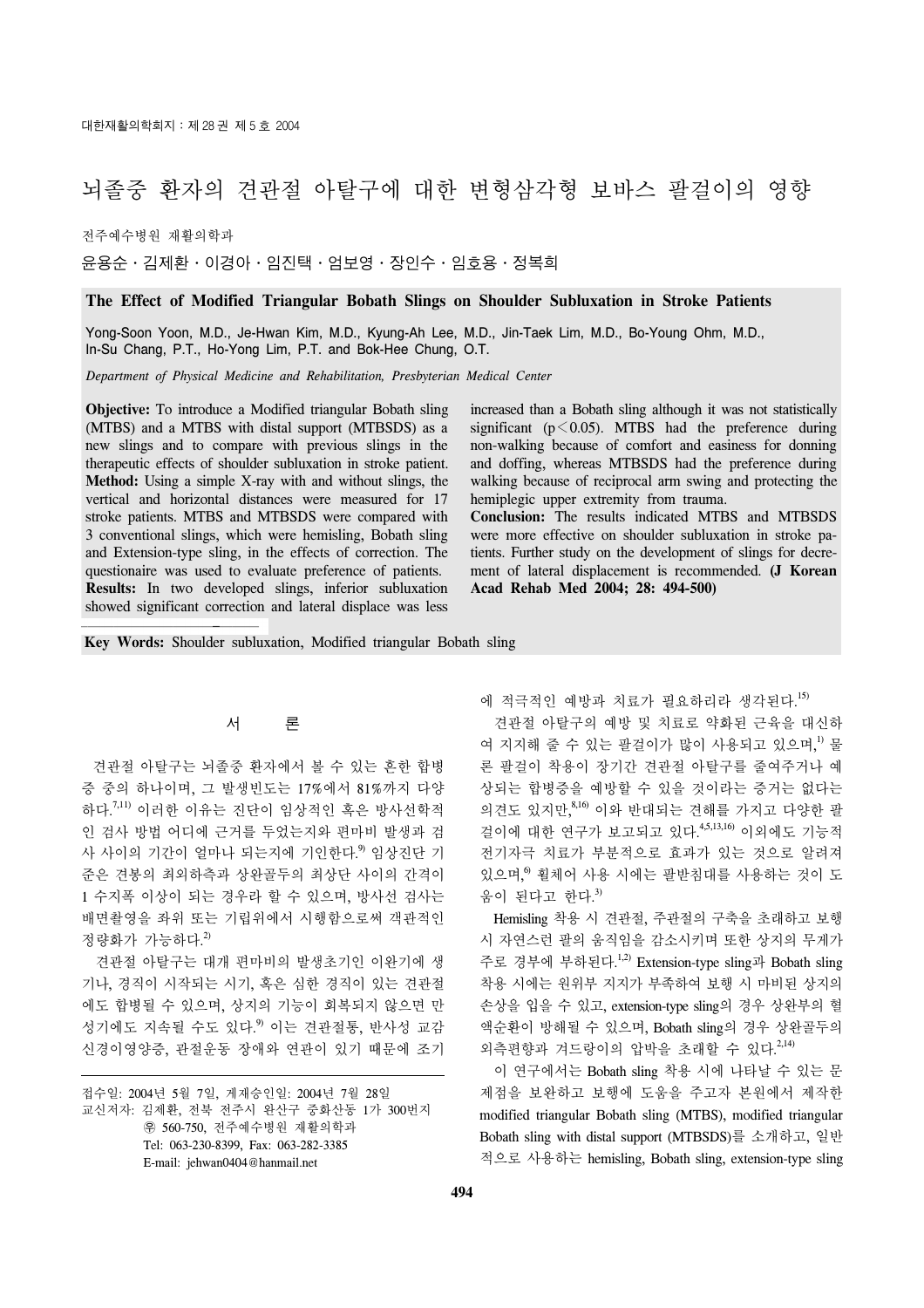# 뇌졸중 환자의 견관절 아탈구에 대한 변형삼각형 보바스 팔걸이의 영향

전주예수병원 재활의학과

윤용순ㆍ김제환ㆍ이경아ㆍ임진택ㆍ엄보영ㆍ장인수ㆍ임호용ㆍ정복희

## The Effect of Modified Triangular Bobath Slings on Shoulder Subluxation in Stroke Patients

Yong-Soon Yoon, M.D., Je-Hwan Kim, M.D., Kyung-Ah Lee, M.D., Jin-Taek Lim, M.D., Bo-Young Ohm, M.D., In-Su Chang, P.T., Ho-Yong Lim, P.T. and Bok-Hee Chung, O.T.

*Department of Physical Medicine and Rehabilitation, Presbyterian Medical Center*

**Objective:** To introduce a Modified triangular Bobath sling (MTBS) and a MTBS with distal support (MTBSDS) as a new slings and to compare with previous slings in the therapeutic effects of shoulder subluxation in stroke patient. **Method:** Using a simple X-ray with and without slings, the vertical and horizontal distances were measured for 17 stroke patients. MTBS and MTBSDS were compared with 3 conventional slings, which were hemisling, Bobath sling and Extension-type sling, in the effects of correction. The questionaire was used to evaluate preference of patients. **Results:** In two developed slings, inferior subluxation showed significant correction and lateral displace was less increased than a Bobath sling although it was not statistically significant ($p<0.05$). MTBS had the preference during non-walking because of comfort and easiness for donning and doffing, whereas MTBSDS had the preference during walking because of reciprocal arm swing and protecting the hemiplegic upper extremity from trauma. **Conclusion:** The results indicated MTBS and MTBSDS were more effective on shoulder subluxation in stroke patients. Further study on the development of slings for decrement of lateral displacement is recommended. **(J Korean Acad Rehab Med 2004; 28: 494-500)**

**Key Words:** Shoulder subluxation, Modified triangular Bobath sling

## 서　　론

견관절 아탈구는 뇌졸중 환자에서 볼 수 있는 흔한 합병증 중의 하나이며, 그 발생빈도는 17%에서 81%까지 다양하다.[7,11] 이러한 이유는 진단이 임상적인 혹은 방사선학적인 검사 방법 어디에 근거를 두었는지와 편마비 발생과 검사 사이의 기간이 얼마나 되는지에 기인한다.[9] 임상진단 기준은 견봉의 최외하측과 상완골두의 최상단 사이의 간격이 1 수지폭 이상이 되는 경우라 할 수 있으며, 방사선 검사는 배면촬영을 좌위 또는 기립위에서 시행함으로써 객관적인 정량화가 가능하다.[2]

견관절 아탈구는 대개 편마비의 발생초기인 이완기에 생기나, 경직이 시작되는 시기, 혹은 심한 경직이 있는 견관절에도 합병될 수 있으며, 상지의 기능이 회복되지 않으면 만성기에도 지속될 수도 있다.[9] 이는 견관절통, 반사성 교감신경이영양증, 관절운동 장애와 연관이 있기 때문에 조기에 적극적인 예방과 치료가 필요하리라 생각된다.[15]

견관절 아탈구의 예방 및 치료로 약화된 근육을 대신하여 지지해 줄 수 있는 팔걸이가 많이 사용되고 있으며,[1] 물론 팔걸이 착용이 장기간 견관절 아탈구를 줄여주거나 예상되는 합병증을 예방할 수 있을 것이라는 증거는 없다는 의견도 있지만,[8,16] 이와 반대되는 견해를 가지고 다양한 팔걸이에 대한 연구가 보고되고 있다.[4,5,13,16] 이외에도 기능적 전기자극 치료가 부분적으로 효과가 있는 것으로 알려져 있으며,[6] 휠체어 사용 시에는 팔받침대를 사용하는 것이 도움이 된다고 한다.[3]

Hemisling 착용 시 견관절, 주관절의 구축을 초래하고 보행 시 자연스런 팔의 움직임을 감소시키며 또한 상지의 무게가 주로 경부에 부하된다.[1,2] Extension-type sling과 Bobath sling 착용 시에는 원위부 지지가 부족하여 보행 시 마비된 상지의 손상을 입을 수 있고, extension-type sling의 경우 상완부의 혈액순환이 방해될 수 있으며, Bobath sling의 경우 상완골두의 외측편향과 겨드랑이의 압박을 초래할 수 있다.[2,14]

이 연구에서는 Bobath sling 착용 시에 나타날 수 있는 문제점을 보완하고 보행에 도움을 주고자 본원에서 제작한 modified triangular Bobath sling (MTBS), modified triangular Bobath sling with distal support (MTBSDS)를 소개하고, 일반적으로 사용하는 hemisling, Bobath sling, extension-type sling

---

접수일: 2004년 5월 7일, 게재승인일: 2004년 7월 28일
교신저자: 김제환, 전북 전주시 완산구 중화산동 1가 300번지
㉾ 560-750, 전주예수병원 재활의학과
Tel: 063-230-8399, Fax: 063-282-3385
E-mail: jehwan0404@hanmail.net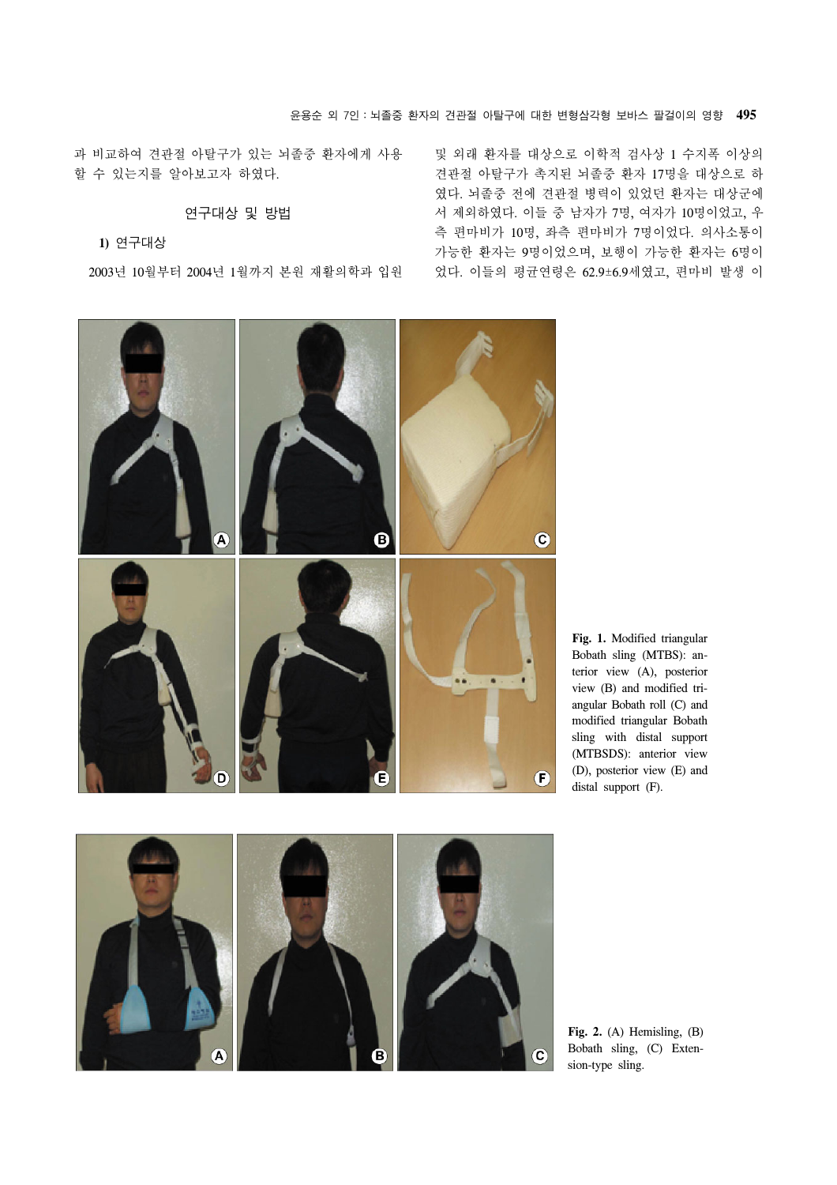과 비교하여 견관절 아탈구가 있는 뇌졸중 환자에게 사용할 수 있는지를 알아보고자 하였다.

## 연구대상 및 방법

### 1) 연구대상

2003년 10월부터 2004년 1월까지 본원 재활의학과 입원 및 외래 환자를 대상으로 이학적 검사상 1 수지폭 이상의 견관절 아탈구가 촉지된 뇌졸중 환자 17명을 대상으로 하였다. 뇌졸중 전에 견관절 병력이 있었던 환자는 대상군에서 제외하였다. 이들 중 남자가 7명, 여자가 10명이었고, 우측 편마비가 10명, 좌측 편마비가 7명이었다. 의사소통이 가능한 환자는 9명이었으며, 보행이 가능한 환자는 6명이었다. 이들의 평균연령은 62.9±6.9세였고, 편마비 발생 이

**Fig. 1.** Modified triangular Bobath sling (MTBS): anterior view (A), posterior view (B) and modified triangular Bobath roll (C) and modified triangular Bobath sling with distal support (MTBSDS): anterior view (D), posterior view (E) and distal support (F).

**Fig. 2.** (A) Hemisling, (B) Bobath sling, (C) Extension-type sling.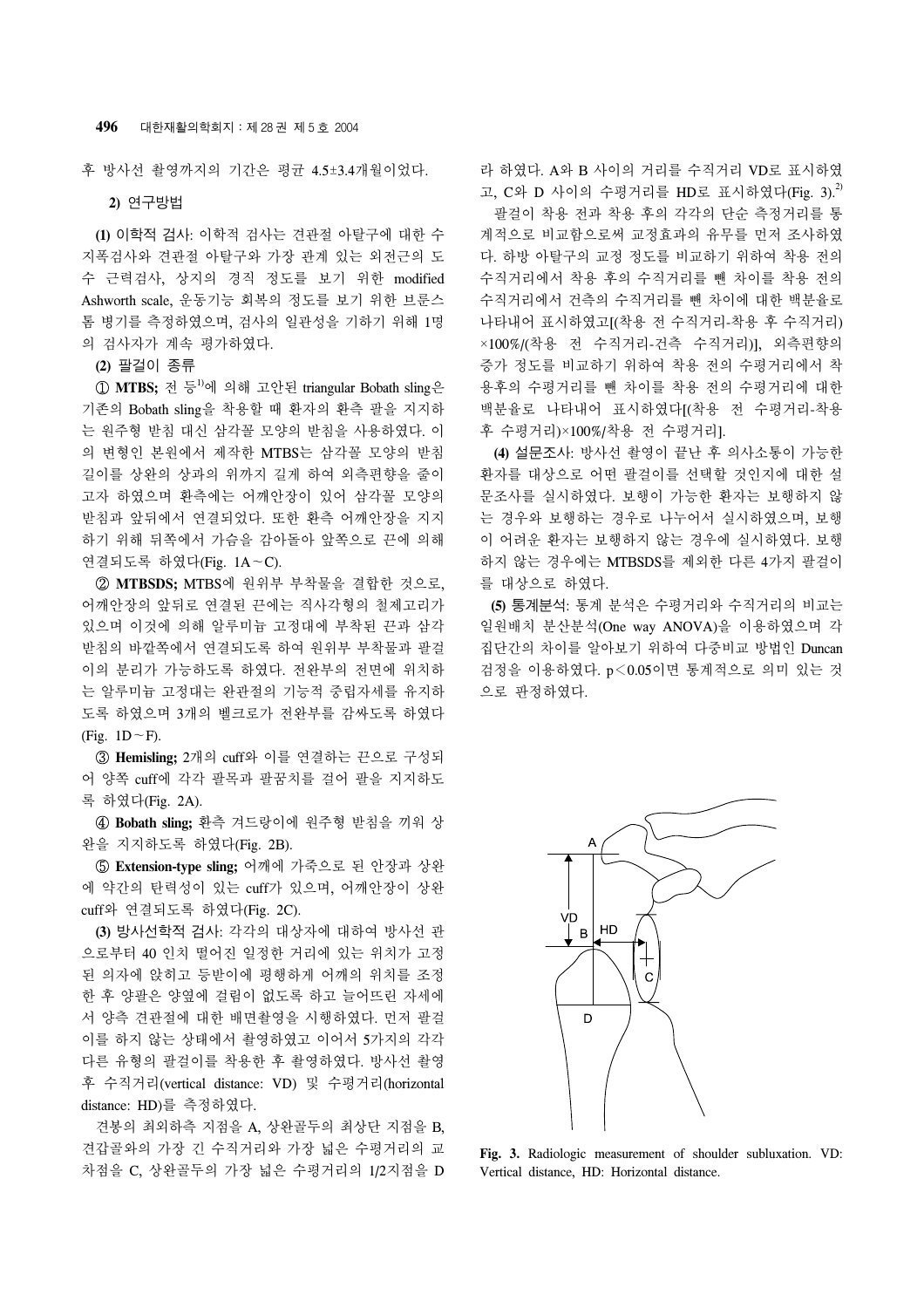후 방사선 촬영까지의 기간은 평균 4.5±3.4개월이었다.

**2) 연구방법**

**(1) 이학적 검사:** 이학적 검사는 견관절 아탈구에 대한 수지폭검사와 견관절 아탈구와 가장 관계 있는 외전근의 도수 근력검사, 상지의 경직 정도를 보기 위한 modified Ashworth scale, 운동기능 회복의 정도를 보기 위한 브룬스톰 병기를 측정하였으며, 검사의 일관성을 기하기 위해 1명의 검사자가 계속 평가하였다.

**(2) 팔걸이 종류**

① **MTBS;** 전 등[1]에 의해 고안된 triangular Bobath sling은 기존의 Bobath sling을 착용할 때 환자의 환측 팔을 지지하는 원주형 받침 대신 삼각꼴 모양의 받침을 사용하였다. 이의 변형인 본원에서 제작한 MTBS는 삼각꼴 모양의 받침 길이를 상완의 상과의 위까지 길게 하여 외측편향을 줄이고자 하였으며 환측에는 어깨안장이 있어 삼각꼴 모양의 받침과 앞뒤에서 연결되었다. 또한 환측 어깨안장을 지지하기 위해 뒤쪽에서 가슴을 감아돌아 앞쪽으로 끈에 의해 연결되도록 하였다(Fig. 1A~C).

② **MTBSDS;** MTBS에 원위부 부착물을 결합한 것으로, 어깨안장의 앞뒤로 연결된 끈에는 직사각형의 철제고리가 있으며 이것에 의해 알루미늄 고정대에 부착된 끈과 삼각받침의 바깥쪽에서 연결되도록 하여 원위부 부착물과 팔걸이의 분리가 가능하도록 하였다. 전완부의 전면에 위치하는 알루미늄 고정대는 완관절의 기능적 중립자세를 유지하도록 하였으며 3개의 벨크로가 전완부를 감싸도록 하였다 (Fig. 1D~F).

③ **Hemisling;** 2개의 cuff와 이를 연결하는 끈으로 구성되어 양쪽 cuff에 각각 팔목과 팔꿈치를 걸어 팔을 지지하도록 하였다(Fig. 2A).

④ **Bobath sling;** 환측 겨드랑이에 원주형 받침을 끼워 상완을 지지하도록 하였다(Fig. 2B).

⑤ **Extension-type sling;** 어깨에 가죽으로 된 안장과 상완에 약간의 탄력성이 있는 cuff가 있으며, 어깨안장이 상완 cuff와 연결되도록 하였다(Fig. 2C).

**(3) 방사선학적 검사:** 각각의 대상자에 대하여 방사선 관으로부터 40 인치 떨어진 일정한 거리에 있는 위치가 고정된 의자에 앉히고 등받이에 평행하게 어깨의 위치를 조정한 후 양팔은 양옆에 걸림이 없도록 하고 늘어뜨린 자세에서 양측 견관절에 대한 배면촬영을 시행하였다. 먼저 팔걸이를 하지 않는 상태에서 촬영하였고 이어서 5가지의 각각 다른 유형의 팔걸이를 착용한 후 촬영하였다. 방사선 촬영 후 수직거리(vertical distance: VD) 및 수평거리(horizontal distance: HD)를 측정하였다.

견봉의 최외하측 지점을 A, 상완골두의 최상단 지점을 B, 견갑골와의 가장 긴 수직거리와 가장 넓은 수평거리의 교차점을 C, 상완골두의 가장 넓은 수평거리의 1/2지점을 D라 하였다. A와 B 사이의 거리를 수직거리 VD로 표시하였고, C와 D 사이의 수평거리를 HD로 표시하였다(Fig. 3).[2]

팔걸이 착용 전과 착용 후의 각각의 단순 측정거리를 통계적으로 비교함으로써 교정효과의 유무를 먼저 조사하였다. 하방 아탈구의 교정 정도를 비교하기 위하여 착용 전의 수직거리에서 착용 후의 수직거리를 뺀 차이를 착용 전의 수직거리에서 건측의 수직거리를 뺀 차이에 대한 백분율로 나타내어 표시하였고[(착용 전 수직거리-착용 후 수직거리)×100%/(착용 전 수직거리-건측 수직거리)], 외측편향의 증가 정도를 비교하기 위하여 착용 전의 수평거리에서 착용후의 수평거리를 뺀 차이를 착용 전의 수평거리에 대한 백분율로 나타내어 표시하였다[(착용 전 수평거리-착용 후 수평거리)×100%/착용 전 수평거리].

**(4) 설문조사:** 방사선 촬영이 끝난 후 의사소통이 가능한 환자를 대상으로 어떤 팔걸이를 선택할 것인지에 대한 설문조사를 실시하였다. 보행이 가능한 환자는 보행하지 않는 경우와 보행하는 경우로 나누어서 실시하였으며, 보행이 어려운 환자는 보행하지 않는 경우에 실시하였다. 보행하지 않는 경우에는 MTBSDS를 제외한 다른 4가지 팔걸이를 대상으로 하였다.

**(5) 통계분석:** 통계 분석은 수평거리와 수직거리의 비교는 일원배치 분산분석(One way ANOVA)을 이용하였으며 각 집단간의 차이를 알아보기 위하여 다중비교 방법인 Duncan 검정을 이용하였다. $p<0.05$이면 통계적으로 의미 있는 것으로 판정하였다.

**Fig. 3.** Radiologic measurement of shoulder subluxation. VD: Vertical distance, HD: Horizontal distance.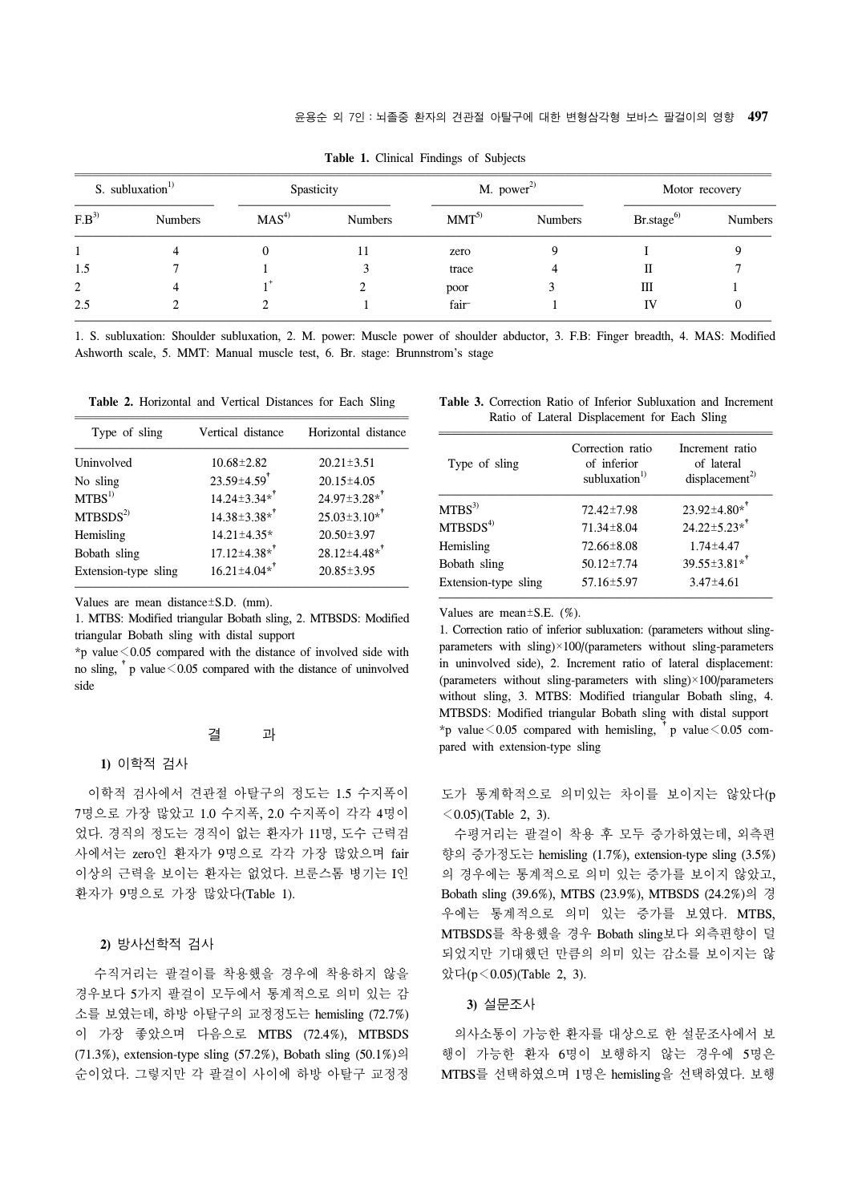**Table 1.** Clinical Findings of Subjects

| S. subluxation[1] | | Spasticity | | M. power[2] | | Motor recovery | |
|---|---|---|---|---|---|---|---|
| F.B[3] | Numbers | MAS[4] | Numbers | MMT[5] | Numbers | Br.stage[6] | Numbers |
| 1 | 4 | 0 | 11 | zero | 9 | I | 9 |
| 1.5 | 7 | 1 | 3 | trace | 4 | II | 7 |
| 2 | 4 | 1+ | 2 | poor | 3 | III | 1 |
| 2.5 | 2 | 2 | 1 | fair− | 1 | IV | 0 |

1. S. subluxation: Shoulder subluxation, 2. M. power: Muscle power of shoulder abductor, 3. F.B: Finger breadth, 4. MAS: Modified Ashworth scale, 5. MMT: Manual muscle test, 6. Br. stage: Brunnstrom's stage

**Table 2.** Horizontal and Vertical Distances for Each Sling

| Type of sling | Vertical distance | Horizontal distance |
|---|---|---|
| Uninvolved | 10.68±2.82 | 20.21±3.51 |
| No sling | 23.59±4.59† | 20.15±4.05 |
| MTBS[1] | 14.24±3.34*† | 24.97±3.28*† |
| MTBSDS[2] | 14.38±3.38*† | 25.03±3.10*† |
| Hemisling | 14.21±4.35* | 20.50±3.97 |
| Bobath sling | 17.12±4.38*† | 28.12±4.48*† |
| Extension-type sling | 16.21±4.04*† | 20.85±3.95 |

Values are mean distance±S.D. (mm).
1. MTBS: Modified triangular Bobath sling, 2. MTBSDS: Modified triangular Bobath sling with distal support
*p value < 0.05 compared with the distance of involved side with no sling, † p value < 0.05 compared with the distance of uninvolved side

**Table 3.** Correction Ratio of Inferior Subluxation and Increment Ratio of Lateral Displacement for Each Sling

| Type of sling | Correction ratio of inferior subluxation[1] | Increment ratio of lateral displacement[2] |
|---|---|---|
| MTBS[3] | 72.42±7.98 | 23.92±4.80*† |
| MTBSDS[4] | 71.34±8.04 | 24.22±5.23*† |
| Hemisling | 72.66±8.08 | 1.74±4.47 |
| Bobath sling | 50.12±7.74 | 39.55±3.81*† |
| Extension-type sling | 57.16±5.97 | 3.47±4.61 |

Values are mean±S.E. (%).
1. Correction ratio of inferior subluxation: (parameters without sling-parameters with sling)×100/(parameters without sling-parameters in uninvolved side), 2. Increment ratio of lateral displacement: (parameters without sling-parameters with sling)×100/parameters without sling, 3. MTBS: Modified triangular Bobath sling, 4. MTBSDS: Modified triangular Bobath sling with distal support
*p value < 0.05 compared with hemisling, † p value < 0.05 compared with extension-type sling

## 결 과

### 1) 이학적 검사

이학적 검사에서 견관절 아탈구의 정도는 1.5 수지폭이 7명으로 가장 많았고 1.0 수지폭, 2.0 수지폭이 각각 4명이었다. 경직의 정도는 경직이 없는 환자가 11명, 도수 근력검사에서는 zero인 환자가 9명으로 각각 가장 많았으며 fair 이상의 근력을 보이는 환자는 없었다. 브룬스톰 병기는 I인 환자가 9명으로 가장 많았다(Table 1).

### 2) 방사선학적 검사

수직거리는 팔걸이를 착용했을 경우에 착용하지 않을 경우보다 5가지 팔걸이 모두에서 통계적으로 의미 있는 감소를 보였는데, 하방 아탈구의 교정정도는 hemisling (72.7%)이 가장 좋았으며 다음으로 MTBS (72.4%), MTBSDS (71.3%), extension-type sling (57.2%), Bobath sling (50.1%)의 순이었다. 그렇지만 각 팔걸이 사이에 하방 아탈구 교정정도가 통계학적으로 의미있는 차이를 보이지는 않았다($p < 0.05$)(Table 2, 3).

수평거리는 팔걸이 착용 후 모두 증가하였는데, 외측편향의 증가정도는 hemisling (1.7%), extension-type sling (3.5%)의 경우에는 통계적으로 의미 있는 증가를 보이지 않았고, Bobath sling (39.6%), MTBS (23.9%), MTBSDS (24.2%)의 경우에는 통계적으로 의미 있는 증가를 보였다. MTBS, MTBSDS를 착용했을 경우 Bobath sling보다 외측편향이 덜 되었지만 기대했던 만큼의 의미 있는 감소를 보이지는 않았다($p < 0.05$)(Table 2, 3).

### 3) 설문조사

의사소통이 가능한 환자를 대상으로 한 설문조사에서 보행이 가능한 환자 6명이 보행하지 않는 경우에 5명은 MTBS를 선택하였으며 1명은 hemisling을 선택하였다. 보행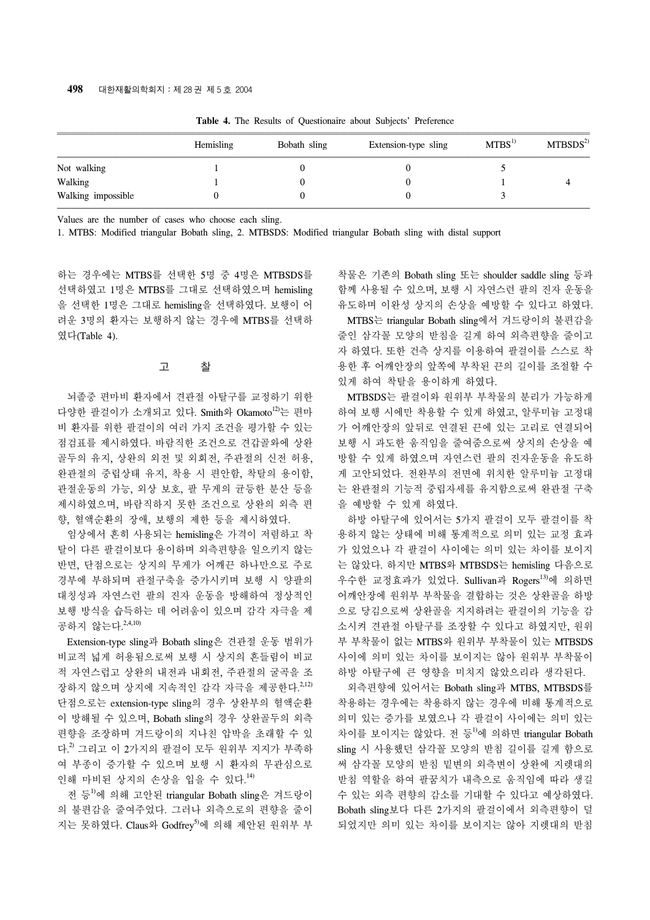**Table 4.** The Results of Questionaire about Subjects' Preference

| | Hemisling | Bobath sling | Extension-type sling | MTBS[1)] | MTBSDS[2)] |
|---|---|---|---|---|---|
| Not walking | 1 | 0 | 0 | 5 | |
| Walking | 1 | 0 | 0 | 1 | 4 |
| Walking impossible | 0 | 0 | 0 | 3 | |

Values are the number of cases who choose each sling.
1. MTBS: Modified triangular Bobath sling, 2. MTBSDS: Modified triangular Bobath sling with distal support

하는 경우에는 MTBS를 선택한 5명 중 4명은 MTBSDS를 선택하였고 1명은 MTBS를 그대로 선택하였으며 hemisling을 선택한 1명은 그대로 hemisling을 선택하였다. 보행이 어려운 3명의 환자는 보행하지 않는 경우에 MTBS를 선택하였다(Table 4).

## 고 찰

뇌졸중 편마비 환자에서 견관절 아탈구를 교정하기 위한 다양한 팔걸이가 소개되고 있다. Smith와 Okamoto[12)]는 편마비 환자를 위한 팔걸이의 여러 가지 조건을 평가할 수 있는 점검표를 제시하였다. 바람직한 조건으로 견갑골와에 상완골두의 유지, 상완의 외전 및 외회전, 주관절의 신전 허용, 완관절의 중립상태 유지, 착용 시 편안함, 착탈의 용이함, 관절운동의 가능, 외상 보호, 팔 무게의 균등한 분산 등을 제시하였으며, 바람직하지 못한 조건으로 상완의 외측 편향, 혈액순환의 장애, 보행의 제한 등을 제시하였다.

임상에서 흔히 사용되는 hemisling은 가격이 저렴하고 착탈이 다른 팔걸이보다 용이하며 외측편향을 일으키지 않는 반면, 단점으로는 상지의 무게가 어깨끈 하나만으로 주로 경부에 부하되며 관절구축을 증가시키며 보행 시 양팔의 대칭성과 자연스런 팔의 진자 운동을 방해하여 정상적인 보행 방식을 습득하는 데 어려움이 있으며 감각 자극을 제공하지 않는다.[2,4,10)]

Extension-type sling과 Bobath sling은 견관절 운동 범위가 비교적 넓게 허용됨으로써 보행 시 상지의 흔들림이 비교적 자연스럽고 상완의 내전과 내회전, 주관절의 굴곡을 조장하지 않으며 상지에 지속적인 감각 자극을 제공한다.[2,12)] 단점으로는 extension-type sling의 경우 상완부의 혈액순환이 방해될 수 있으며, Bobath sling의 경우 상완골두의 외측편향을 조장하며 겨드랑이의 지나친 압박을 초래할 수 있다.[2)] 그리고 이 2가지의 팔걸이 모두 원위부 지지가 부족하여 부종이 증가할 수 있으며 보행 시 환자의 무관심으로 인해 마비된 상지의 손상을 입을 수 있다.[14)]

전 등[1)]에 의해 고안된 triangular Bobath sling은 겨드랑이의 불편감을 줄여주었다. 그러나 외측으로의 편향을 줄이지는 못하였다. Claus와 Godfrey[5)]에 의해 제안된 원위부 부착물은 기존의 Bobath sling 또는 shoulder saddle sling 등과 함께 사용될 수 있으며, 보행 시 자연스런 팔의 진자 운동을 유도하며 이완성 상지의 손상을 예방할 수 있다고 하였다.

MTBS는 triangular Bobath sling에서 겨드랑이의 불편감을 줄인 삼각꼴 모양의 받침을 길게 하여 외측편향을 줄이고자 하였다. 또한 건측 상지를 이용하여 팔걸이를 스스로 착용한 후 어깨안장의 앞쪽에 부착된 끈의 길이를 조절할 수 있게 하여 착탈을 용이하게 하였다.

MTBSDS는 팔걸이와 원위부 부착물의 분리가 가능하게 하여 보행 시에만 착용할 수 있게 하였고, 알루미늄 고정대가 어깨안장의 앞뒤로 연결된 끈에 있는 고리로 연결되어 보행 시 과도한 움직임을 줄여줌으로써 상지의 손상을 예방할 수 있게 하였으며 자연스런 팔의 진자운동을 유도하게 고안되었다. 전완부의 전면에 위치한 알루미늄 고정대는 완관절의 기능적 중립자세를 유지함으로써 완관절 구축을 예방할 수 있게 하였다.

하방 아탈구에 있어서는 5가지 팔걸이 모두 팔걸이를 착용하지 않는 상태에 비해 통계적으로 의미 있는 교정 효과가 있었으나 각 팔걸이 사이에는 의미 있는 차이를 보이지는 않았다. 하지만 MTBS와 MTBSDS는 hemisling 다음으로 우수한 교정효과가 있었다. Sullivan과 Rogers[13)]에 의하면 어깨안장에 원위부 부착물을 결합하는 것은 상완골을 하방으로 당김으로써 상완골을 지지하려는 팔걸이의 기능을 감소시켜 견관절 아탈구를 조장할 수 있다고 하였지만, 원위부 부착물이 없는 MTBS와 원위부 부착물이 있는 MTBSDS 사이에 의미 있는 차이를 보이지는 않아 원위부 부착물이 하방 아탈구에 큰 영향을 미치지 않았으리라 생각된다.

외측편향에 있어서는 Bobath sling과 MTBS, MTBSDS를 착용하는 경우에는 착용하지 않는 경우에 비해 통계적으로 의미 있는 증가를 보였으나 각 팔걸이 사이에는 의미 있는 차이를 보이지는 않았다. 전 등[1)]에 의하면 triangular Bobath sling 시 사용했던 삼각꼴 모양의 받침 길이를 길게 함으로써 삼각꼴 모양의 받침 밑변의 외측변이 상완에 지렛대의 받침 역할을 하여 팔꿈치가 내측으로 움직임에 따라 생길 수 있는 외측 편향의 감소를 기대할 수 있다고 예상하였다. Bobath sling보다 다른 2가지의 팔걸이에서 외측편향이 덜 되었지만 의미 있는 차이를 보이지는 않아 지렛대의 받침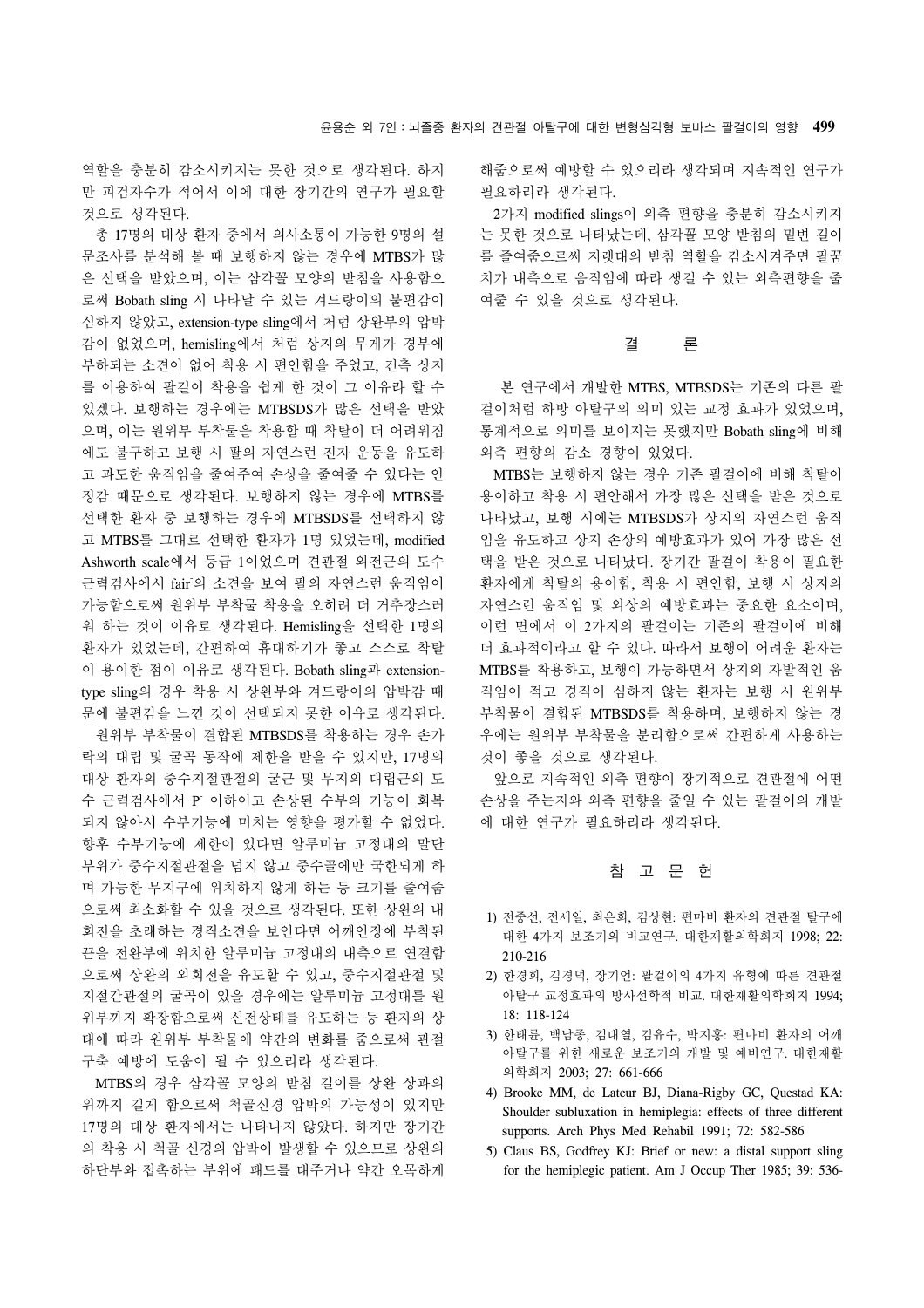역할을 충분히 감소시키지는 못한 것으로 생각된다. 하지만 피검자수가 적어서 이에 대한 장기간의 연구가 필요할 것으로 생각된다.

총 17명의 대상 환자 중에서 의사소통이 가능한 9명의 설문조사를 분석해 볼 때 보행하지 않는 경우에 MTBS가 많은 선택을 받았으며, 이는 삼각꼴 모양의 받침을 사용함으로써 Bobath sling 시 나타날 수 있는 겨드랑이의 불편감이 심하지 않았고, extension-type sling에서 처럼 상완부의 압박감이 없었으며, hemisling에서 처럼 상지의 무게가 경부에 부하되는 소견이 없어 착용 시 편안함을 주었고, 건측 상지를 이용하여 팔걸이 착용을 쉽게 한 것이 그 이유라 할 수 있겠다. 보행하는 경우에는 MTBSDS가 많은 선택을 받았으며, 이는 원위부 부착물을 착용할 때 착탈이 더 어려워짐에도 불구하고 보행 시 팔의 자연스런 진자 운동을 유도하고 과도한 움직임을 줄여주어 손상을 줄여줄 수 있다는 안정감 때문으로 생각된다. 보행하지 않는 경우에 MTBS를 선택한 환자 중 보행하는 경우에 MTBSDS를 선택하지 않고 MTBS를 그대로 선택한 환자가 1명 있었는데, modified Ashworth scale에서 등급 1이었으며 견관절 외전근의 도수근력검사에서 fair$^-$의 소견을 보여 팔의 자연스런 움직임이 가능함으로써 원위부 부착물 착용을 오히려 더 거추장스러워 하는 것이 이유로 생각된다. Hemisling을 선택한 1명의 환자가 있었는데, 간편하여 휴대하기가 좋고 스스로 착탈이 용이한 점이 이유로 생각된다. Bobath sling과 extension-type sling의 경우 착용 시 상완부와 겨드랑이의 압박감 때문에 불편감을 느낀 것이 선택되지 못한 이유로 생각된다.

원위부 부착물이 결합된 MTBSDS를 착용하는 경우 손가락의 대립 및 굴곡 동작에 제한을 받을 수 있지만, 17명의 대상 환자의 중수지절관절의 굴근 및 무지의 대립근의 도수 근력검사에서 P$^-$ 이하이고 손상된 수부의 기능이 회복되지 않아서 수부기능에 미치는 영향을 평가할 수 없었다. 향후 수부기능에 제한이 있다면 알루미늄 고정대의 말단부위가 중수지절관절을 넘지 않고 중수골에만 국한되게 하며 가능한 무지구에 위치하지 않게 하는 등 크기를 줄여줌으로써 최소화할 수 있을 것으로 생각된다. 또한 상완의 내회전을 초래하는 경직소견을 보인다면 어깨안장에 부착된 끈을 전완부에 위치한 알루미늄 고정대의 내측으로 연결함으로써 상완의 외회전을 유도할 수 있고, 중수지절관절 및 지절간관절의 굴곡이 있을 경우에는 알루미늄 고정대를 원위부까지 확장함으로써 신전상태를 유도하는 등 환자의 상태에 따라 원위부 부착물에 약간의 변화를 줌으로써 관절구축 예방에 도움이 될 수 있으리라 생각된다.

MTBS의 경우 삼각꼴 모양의 받침 길이를 상완 상과의 위까지 길게 함으로써 척골신경 압박의 가능성이 있지만 17명의 대상 환자에서는 나타나지 않았다. 하지만 장기간의 착용 시 척골 신경의 압박이 발생할 수 있으므로 상완의 하단부와 접촉하는 부위에 패드를 대주거나 약간 오목하게 해줌으로써 예방할 수 있으리라 생각되며 지속적인 연구가 필요하리라 생각된다.

2가지 modified slings이 외측 편향을 충분히 감소시키지는 못한 것으로 나타났는데, 삼각꼴 모양 받침의 밑변 길이를 줄여줌으로써 지렛대의 받침 역할을 감소시켜주면 팔꿈치가 내측으로 움직임에 따라 생길 수 있는 외측편향을 줄여줄 수 있을 것으로 생각된다.

## 결 론

본 연구에서 개발한 MTBS, MTBSDS는 기존의 다른 팔걸이처럼 하방 아탈구의 의미 있는 교정 효과가 있었으며, 통계적으로 의미를 보이지는 못했지만 Bobath sling에 비해 외측 편향의 감소 경향이 있었다.

MTBS는 보행하지 않는 경우 기존 팔걸이에 비해 착탈이 용이하고 착용 시 편안해서 가장 많은 선택을 받은 것으로 나타났고, 보행 시에는 MTBSDS가 상지의 자연스런 움직임을 유도하고 상지 손상의 예방효과가 있어 가장 많은 선택을 받은 것으로 나타났다. 장기간 팔걸이 착용이 필요한 환자에게 착탈의 용이함, 착용 시 편안함, 보행 시 상지의 자연스런 움직임 및 외상의 예방효과는 중요한 요소이며, 이런 면에서 이 2가지의 팔걸이는 기존의 팔걸이에 비해 더 효과적이라고 할 수 있다. 따라서 보행이 어려운 환자는 MTBS를 착용하고, 보행이 가능하면서 상지의 자발적인 움직임이 적고 경직이 심하지 않는 환자는 보행 시 원위부 부착물이 결합된 MTBSDS를 착용하며, 보행하지 않는 경우에는 원위부 부착물을 분리함으로써 간편하게 사용하는 것이 좋을 것으로 생각된다.

앞으로 지속적인 외측 편향이 장기적으로 견관절에 어떤 손상을 주는지와 외측 편향을 줄일 수 있는 팔걸이의 개발에 대한 연구가 필요하리라 생각된다.

## 참 고 문 헌

1) 전중선, 전세일, 최은희, 김상현: 편마비 환자의 견관절 탈구에 대한 4가지 보조기의 비교연구. 대한재활의학회지 1998; 22: 210-216
2) 한경희, 김경덕, 장기언: 팔걸이의 4가지 유형에 따른 견관절 아탈구 교정효과의 방사선학적 비교. 대한재활의학회지 1994; 18: 118-124
3) 한태륜, 백남종, 김대열, 김유수, 박지홍: 편마비 환자의 어깨 아탈구를 위한 새로운 보조기의 개발 및 예비연구. 대한재활의학회지 2003; 27: 661-666
4) Brooke MM, de Lateur BJ, Diana-Rigby GC, Questad KA: Shoulder subluxation in hemiplegia: effects of three different supports. Arch Phys Med Rehabil 1991; 72: 582-586
5) Claus BS, Godfrey KJ: Brief or new: a distal support sling for the hemiplegic patient. Am J Occup Ther 1985; 39: 536-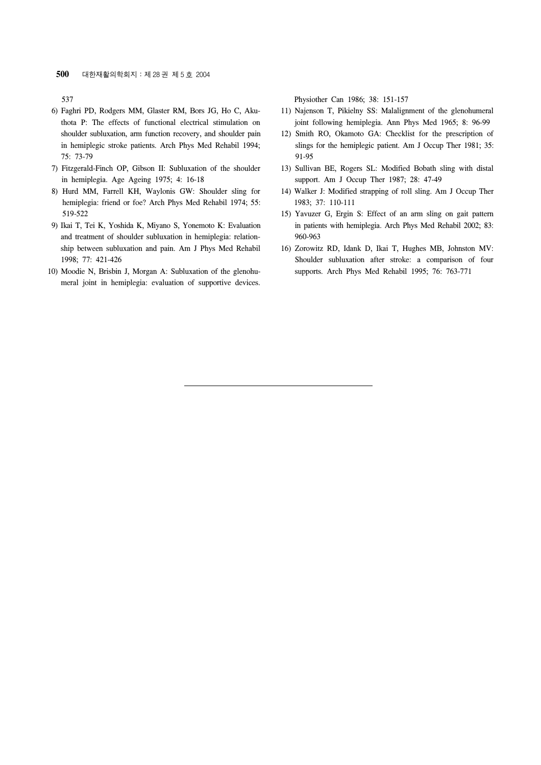537

6) Faghri PD, Rodgers MM, Glaster RM, Bors JG, Ho C, Akuthota P: The effects of functional electrical stimulation on shoulder subluxation, arm function recovery, and shoulder pain in hemiplegic stroke patients. Arch Phys Med Rehabil 1994; 75: 73-79
7) Fitzgerald-Finch OP, Gibson II: Subluxation of the shoulder in hemiplegia. Age Ageing 1975; 4: 16-18
8) Hurd MM, Farrell KH, Waylonis GW: Shoulder sling for hemiplegia: friend or foe? Arch Phys Med Rehabil 1974; 55: 519-522
9) Ikai T, Tei K, Yoshida K, Miyano S, Yonemoto K: Evaluation and treatment of shoulder subluxation in hemiplegia: relationship between subluxation and pain. Am J Phys Med Rehabil 1998; 77: 421-426
10) Moodie N, Brisbin J, Morgan A: Subluxation of the glenohumeral joint in hemiplegia: evaluation of supportive devices. Physiother Can 1986; 38: 151-157
11) Najenson T, Pikielny SS: Malalignment of the glenohumeral joint following hemiplegia. Ann Phys Med 1965; 8: 96-99
12) Smith RO, Okamoto GA: Checklist for the prescription of slings for the hemiplegic patient. Am J Occup Ther 1981; 35: 91-95
13) Sullivan BE, Rogers SL: Modified Bobath sling with distal support. Am J Occup Ther 1987; 28: 47-49
14) Walker J: Modified strapping of roll sling. Am J Occup Ther 1983; 37: 110-111
15) Yavuzer G, Ergin S: Effect of an arm sling on gait pattern in patients with hemiplegia. Arch Phys Med Rehabil 2002; 83: 960-963
16) Zorowitz RD, Idank D, Ikai T, Hughes MB, Johnston MV: Shoulder subluxation after stroke: a comparison of four supports. Arch Phys Med Rehabil 1995; 76: 763-771